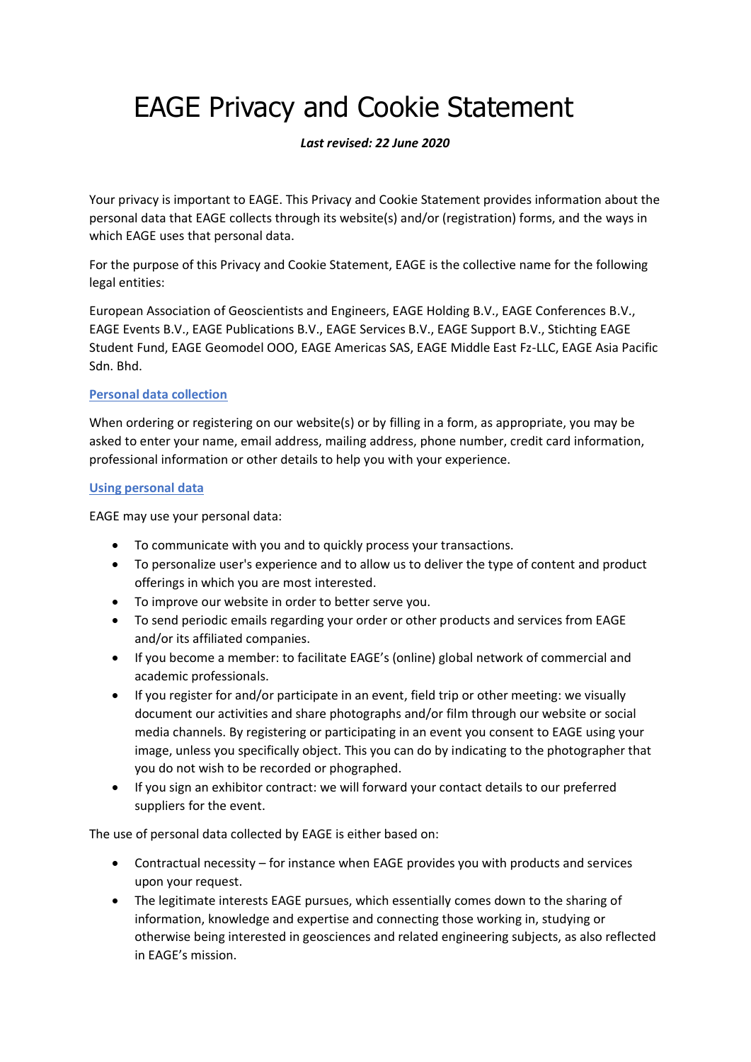# EAGE Privacy and Cookie Statement

***Last revised: 22 June 2020***

Your privacy is important to EAGE. This Privacy and Cookie Statement provides information about the personal data that EAGE collects through its website(s) and/or (registration) forms, and the ways in which EAGE uses that personal data.

For the purpose of this Privacy and Cookie Statement, EAGE is the collective name for the following legal entities:

European Association of Geoscientists and Engineers, EAGE Holding B.V., EAGE Conferences B.V., EAGE Events B.V., EAGE Publications B.V., EAGE Services B.V., EAGE Support B.V., Stichting EAGE Student Fund, EAGE Geomodel OOO, EAGE Americas SAS, EAGE Middle East Fz-LLC, EAGE Asia Pacific Sdn. Bhd.

## Personal data collection

When ordering or registering on our website(s) or by filling in a form, as appropriate, you may be asked to enter your name, email address, mailing address, phone number, credit card information, professional information or other details to help you with your experience.

## Using personal data

EAGE may use your personal data:

- To communicate with you and to quickly process your transactions.
- To personalize user's experience and to allow us to deliver the type of content and product offerings in which you are most interested.
- To improve our website in order to better serve you.
- To send periodic emails regarding your order or other products and services from EAGE and/or its affiliated companies.
- If you become a member: to facilitate EAGE's (online) global network of commercial and academic professionals.
- If you register for and/or participate in an event, field trip or other meeting: we visually document our activities and share photographs and/or film through our website or social media channels. By registering or participating in an event you consent to EAGE using your image, unless you specifically object. This you can do by indicating to the photographer that you do not wish to be recorded or phographed.
- If you sign an exhibitor contract: we will forward your contact details to our preferred suppliers for the event.

The use of personal data collected by EAGE is either based on:

- Contractual necessity – for instance when EAGE provides you with products and services upon your request.
- The legitimate interests EAGE pursues, which essentially comes down to the sharing of information, knowledge and expertise and connecting those working in, studying or otherwise being interested in geosciences and related engineering subjects, as also reflected in EAGE's mission.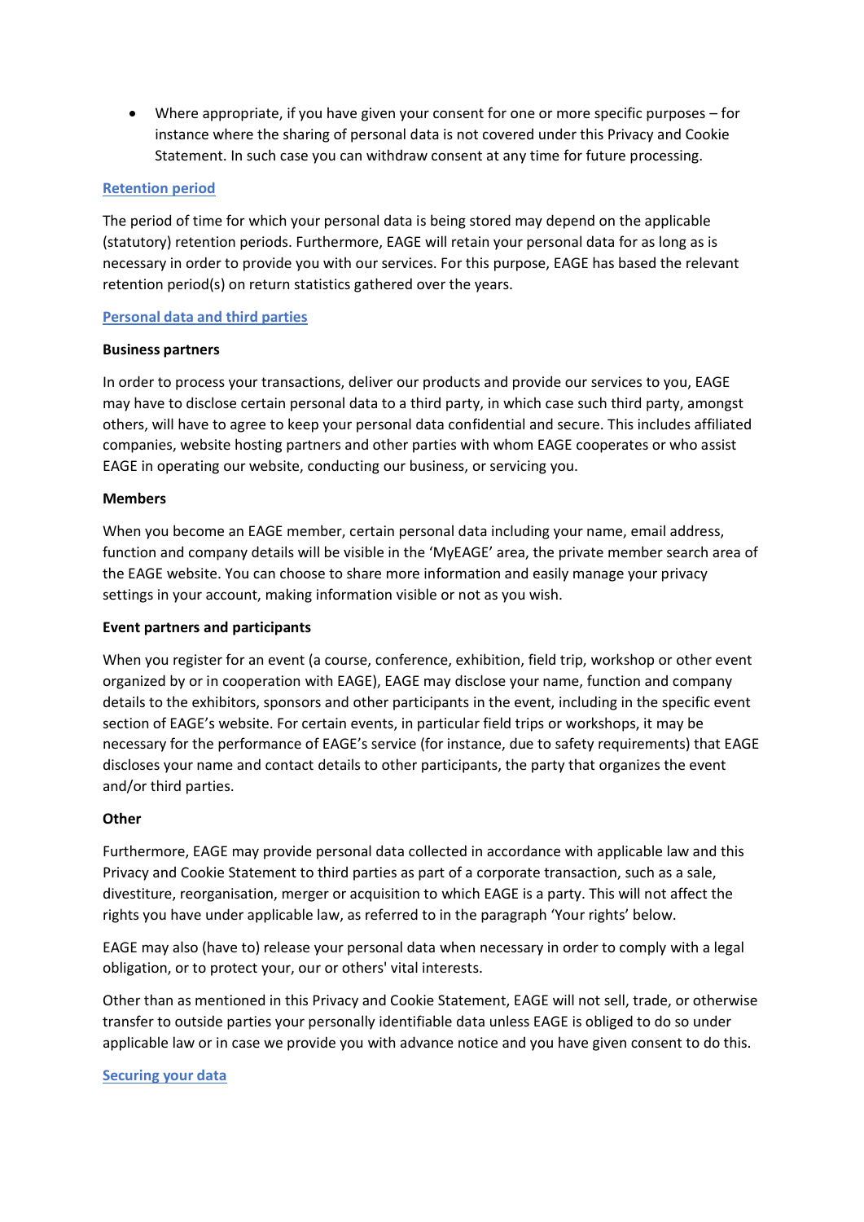- Where appropriate, if you have given your consent for one or more specific purposes – for instance where the sharing of personal data is not covered under this Privacy and Cookie Statement. In such case you can withdraw consent at any time for future processing.

## Retention period

The period of time for which your personal data is being stored may depend on the applicable (statutory) retention periods. Furthermore, EAGE will retain your personal data for as long as is necessary in order to provide you with our services. For this purpose, EAGE has based the relevant retention period(s) on return statistics gathered over the years.

## Personal data and third parties

**Business partners**

In order to process your transactions, deliver our products and provide our services to you, EAGE may have to disclose certain personal data to a third party, in which case such third party, amongst others, will have to agree to keep your personal data confidential and secure. This includes affiliated companies, website hosting partners and other parties with whom EAGE cooperates or who assist EAGE in operating our website, conducting our business, or servicing you.

**Members**

When you become an EAGE member, certain personal data including your name, email address, function and company details will be visible in the 'MyEAGE' area, the private member search area of the EAGE website. You can choose to share more information and easily manage your privacy settings in your account, making information visible or not as you wish.

**Event partners and participants**

When you register for an event (a course, conference, exhibition, field trip, workshop or other event organized by or in cooperation with EAGE), EAGE may disclose your name, function and company details to the exhibitors, sponsors and other participants in the event, including in the specific event section of EAGE's website. For certain events, in particular field trips or workshops, it may be necessary for the performance of EAGE's service (for instance, due to safety requirements) that EAGE discloses your name and contact details to other participants, the party that organizes the event and/or third parties.

**Other**

Furthermore, EAGE may provide personal data collected in accordance with applicable law and this Privacy and Cookie Statement to third parties as part of a corporate transaction, such as a sale, divestiture, reorganisation, merger or acquisition to which EAGE is a party. This will not affect the rights you have under applicable law, as referred to in the paragraph 'Your rights' below.

EAGE may also (have to) release your personal data when necessary in order to comply with a legal obligation, or to protect your, our or others' vital interests.

Other than as mentioned in this Privacy and Cookie Statement, EAGE will not sell, trade, or otherwise transfer to outside parties your personally identifiable data unless EAGE is obliged to do so under applicable law or in case we provide you with advance notice and you have given consent to do this.

## Securing your data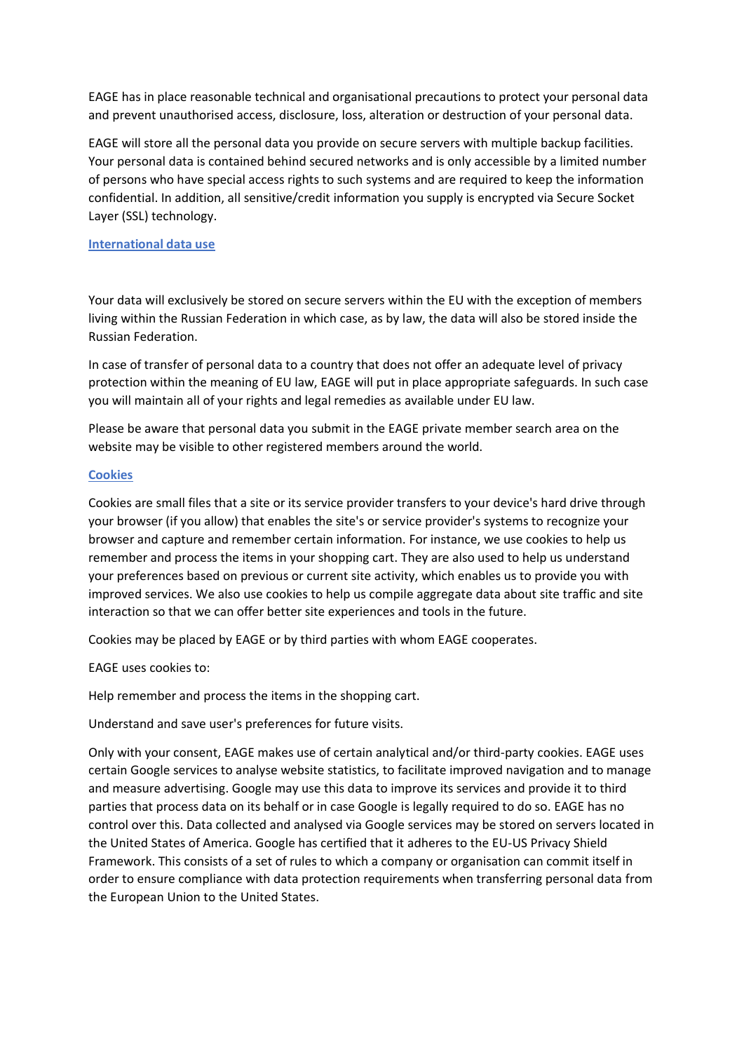EAGE has in place reasonable technical and organisational precautions to protect your personal data and prevent unauthorised access, disclosure, loss, alteration or destruction of your personal data.

EAGE will store all the personal data you provide on secure servers with multiple backup facilities. Your personal data is contained behind secured networks and is only accessible by a limited number of persons who have special access rights to such systems and are required to keep the information confidential. In addition, all sensitive/credit information you supply is encrypted via Secure Socket Layer (SSL) technology.

## International data use

Your data will exclusively be stored on secure servers within the EU with the exception of members living within the Russian Federation in which case, as by law, the data will also be stored inside the Russian Federation.

In case of transfer of personal data to a country that does not offer an adequate level of privacy protection within the meaning of EU law, EAGE will put in place appropriate safeguards. In such case you will maintain all of your rights and legal remedies as available under EU law.

Please be aware that personal data you submit in the EAGE private member search area on the website may be visible to other registered members around the world.

## Cookies

Cookies are small files that a site or its service provider transfers to your device's hard drive through your browser (if you allow) that enables the site's or service provider's systems to recognize your browser and capture and remember certain information. For instance, we use cookies to help us remember and process the items in your shopping cart. They are also used to help us understand your preferences based on previous or current site activity, which enables us to provide you with improved services. We also use cookies to help us compile aggregate data about site traffic and site interaction so that we can offer better site experiences and tools in the future.

Cookies may be placed by EAGE or by third parties with whom EAGE cooperates.

EAGE uses cookies to:

Help remember and process the items in the shopping cart.

Understand and save user's preferences for future visits.

Only with your consent, EAGE makes use of certain analytical and/or third-party cookies. EAGE uses certain Google services to analyse website statistics, to facilitate improved navigation and to manage and measure advertising. Google may use this data to improve its services and provide it to third parties that process data on its behalf or in case Google is legally required to do so. EAGE has no control over this. Data collected and analysed via Google services may be stored on servers located in the United States of America. Google has certified that it adheres to the EU-US Privacy Shield Framework. This consists of a set of rules to which a company or organisation can commit itself in order to ensure compliance with data protection requirements when transferring personal data from the European Union to the United States.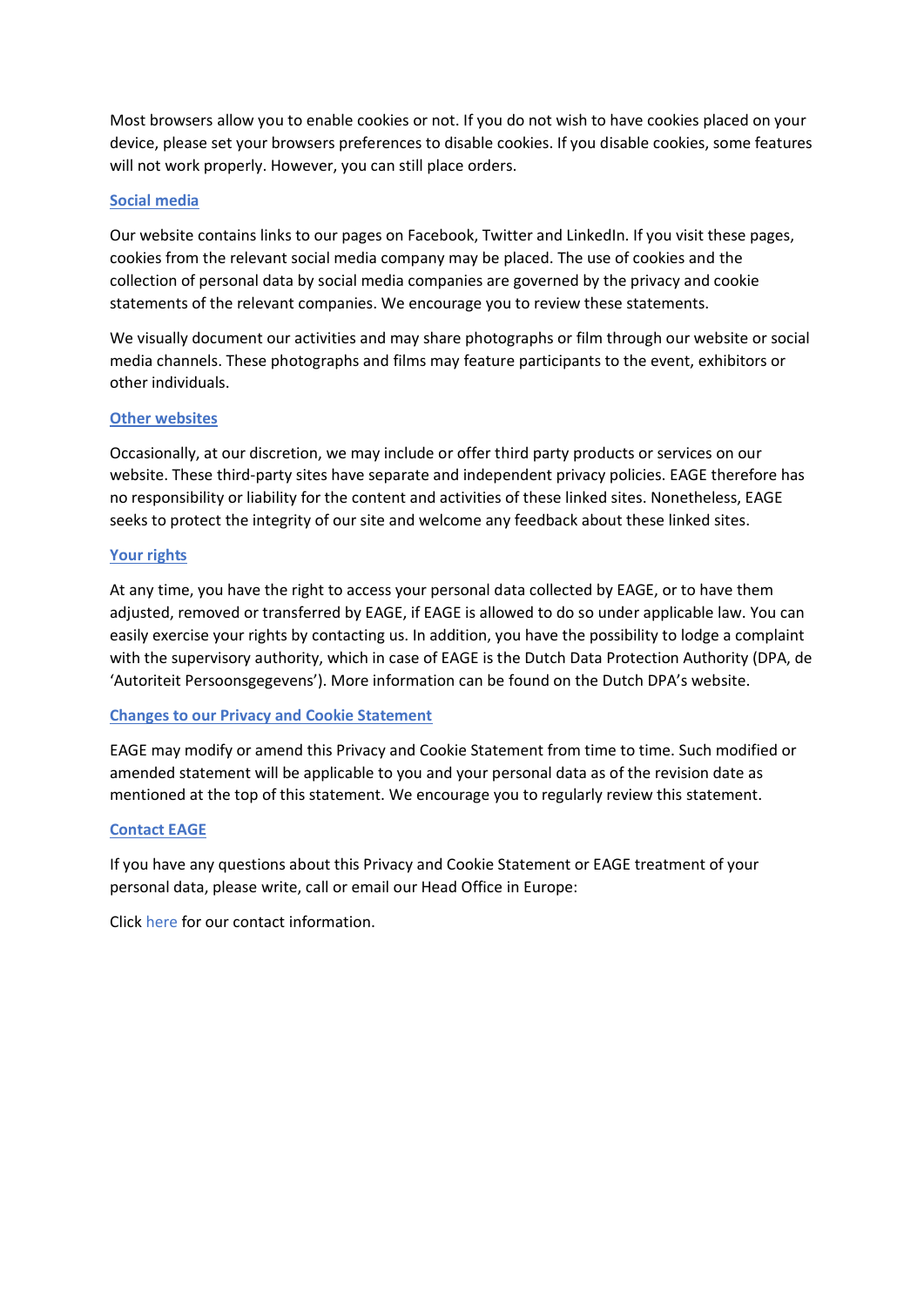Most browsers allow you to enable cookies or not. If you do not wish to have cookies placed on your device, please set your browsers preferences to disable cookies. If you disable cookies, some features will not work properly. However, you can still place orders.

## Social media

Our website contains links to our pages on Facebook, Twitter and LinkedIn. If you visit these pages, cookies from the relevant social media company may be placed. The use of cookies and the collection of personal data by social media companies are governed by the privacy and cookie statements of the relevant companies. We encourage you to review these statements.

We visually document our activities and may share photographs or film through our website or social media channels. These photographs and films may feature participants to the event, exhibitors or other individuals.

## Other websites

Occasionally, at our discretion, we may include or offer third party products or services on our website. These third-party sites have separate and independent privacy policies. EAGE therefore has no responsibility or liability for the content and activities of these linked sites. Nonetheless, EAGE seeks to protect the integrity of our site and welcome any feedback about these linked sites.

## Your rights

At any time, you have the right to access your personal data collected by EAGE, or to have them adjusted, removed or transferred by EAGE, if EAGE is allowed to do so under applicable law. You can easily exercise your rights by contacting us. In addition, you have the possibility to lodge a complaint with the supervisory authority, which in case of EAGE is the Dutch Data Protection Authority (DPA, de 'Autoriteit Persoonsgegevens'). More information can be found on the Dutch DPA's website.

## Changes to our Privacy and Cookie Statement

EAGE may modify or amend this Privacy and Cookie Statement from time to time. Such modified or amended statement will be applicable to you and your personal data as of the revision date as mentioned at the top of this statement. We encourage you to regularly review this statement.

## Contact EAGE

If you have any questions about this Privacy and Cookie Statement or EAGE treatment of your personal data, please write, call or email our Head Office in Europe:

Click here for our contact information.